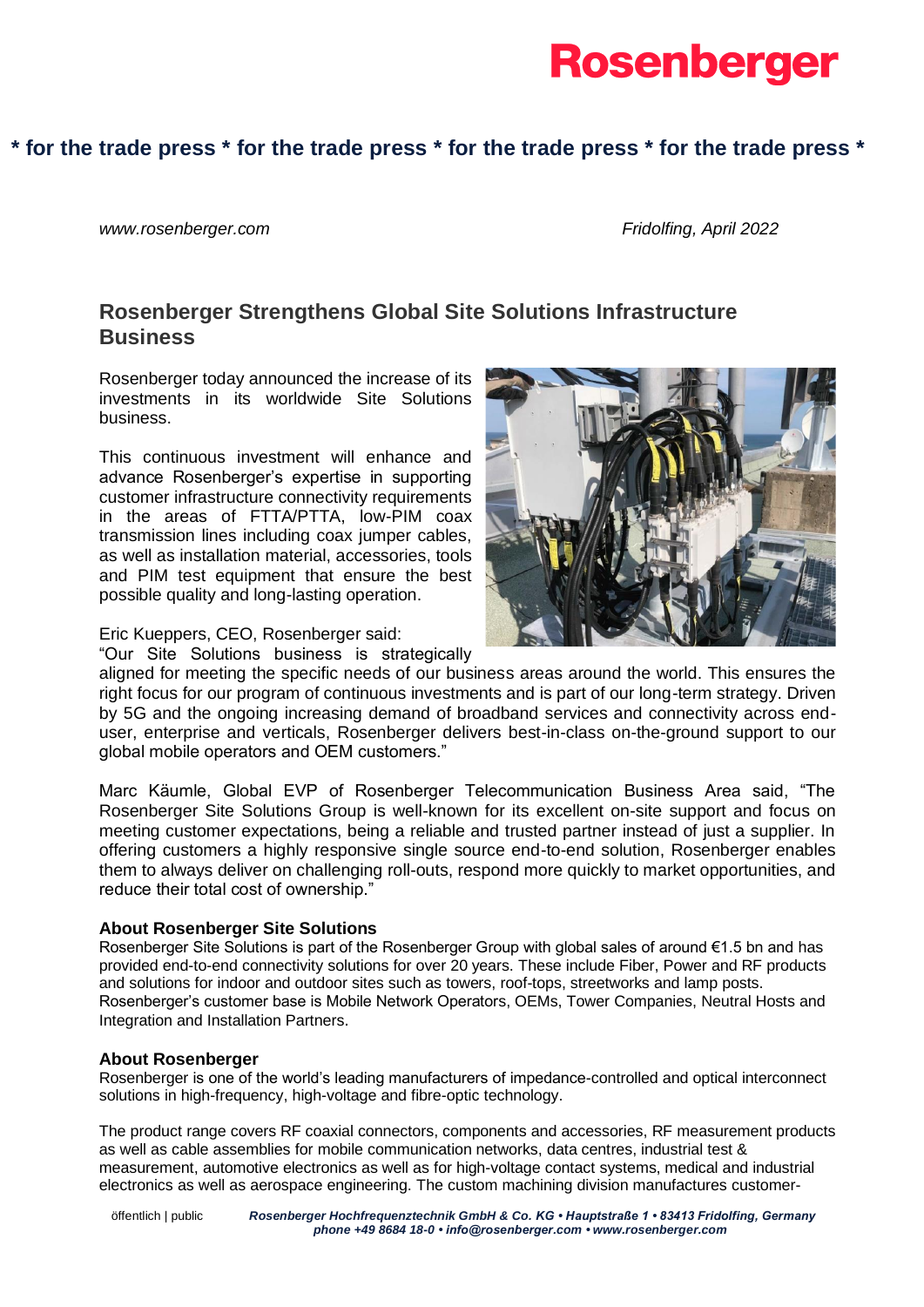**Rosenberger**

**\* for the trade press \* for the trade press \* for the trade press \* for the trade press \***

*www.rosenberger.com* *Fridolfing, April 2022*

## Rosenberger Strengthens Global Site Solutions Infrastructure Business

Rosenberger today announced the increase of its investments in its worldwide Site Solutions business.

This continuous investment will enhance and advance Rosenberger's expertise in supporting customer infrastructure connectivity requirements in the areas of FTTA/PTTA, low-PIM coax transmission lines including coax jumper cables, as well as installation material, accessories, tools and PIM test equipment that ensure the best possible quality and long-lasting operation.

Eric Kueppers, CEO, Rosenberger said:
"Our Site Solutions business is strategically aligned for meeting the specific needs of our business areas around the world. This ensures the right focus for our program of continuous investments and is part of our long-term strategy. Driven by 5G and the ongoing increasing demand of broadband services and connectivity across end-user, enterprise and verticals, Rosenberger delivers best-in-class on-the-ground support to our global mobile operators and OEM customers."

Marc Käumle, Global EVP of Rosenberger Telecommunication Business Area said, "The Rosenberger Site Solutions Group is well-known for its excellent on-site support and focus on meeting customer expectations, being a reliable and trusted partner instead of just a supplier. In offering customers a highly responsive single source end-to-end solution, Rosenberger enables them to always deliver on challenging roll-outs, respond more quickly to market opportunities, and reduce their total cost of ownership."

**About Rosenberger Site Solutions**
Rosenberger Site Solutions is part of the Rosenberger Group with global sales of around €1.5 bn and has provided end-to-end connectivity solutions for over 20 years. These include Fiber, Power and RF products and solutions for indoor and outdoor sites such as towers, roof-tops, streetworks and lamp posts. Rosenberger's customer base is Mobile Network Operators, OEMs, Tower Companies, Neutral Hosts and Integration and Installation Partners.

**About Rosenberger**
Rosenberger is one of the world's leading manufacturers of impedance-controlled and optical interconnect solutions in high-frequency, high-voltage and fibre-optic technology.

The product range covers RF coaxial connectors, components and accessories, RF measurement products as well as cable assemblies for mobile communication networks, data centres, industrial test & measurement, automotive electronics as well as for high-voltage contact systems, medical and industrial electronics as well as aerospace engineering. The custom machining division manufactures customer-

öffentlich | public *Rosenberger Hochfrequenztechnik GmbH & Co. KG • Hauptstraße 1 • 83413 Fridolfing, Germany phone +49 8684 18-0 • info@rosenberger.com • www.rosenberger.com*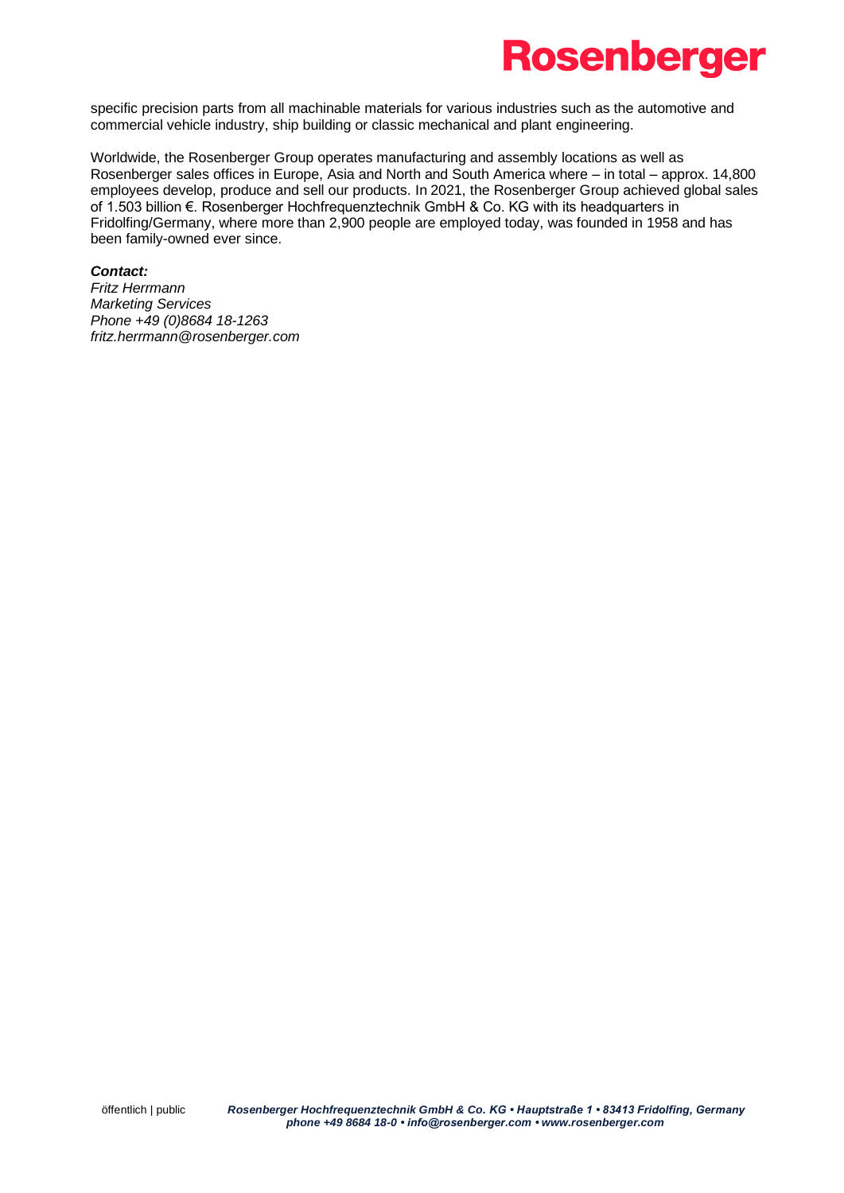specific precision parts from all machinable materials for various industries such as the automotive and commercial vehicle industry, ship building or classic mechanical and plant engineering.

Worldwide, the Rosenberger Group operates manufacturing and assembly locations as well as Rosenberger sales offices in Europe, Asia and North and South America where – in total – approx. 14,800 employees develop, produce and sell our products. In 2021, the Rosenberger Group achieved global sales of 1.503 billion €. Rosenberger Hochfrequenztechnik GmbH & Co. KG with its headquarters in Fridolfing/Germany, where more than 2,900 people are employed today, was founded in 1958 and has been family-owned ever since.

***Contact:***
*Fritz Herrmann*
*Marketing Services*
*Phone +49 (0)8684 18-1263*
*fritz.herrmann@rosenberger.com*